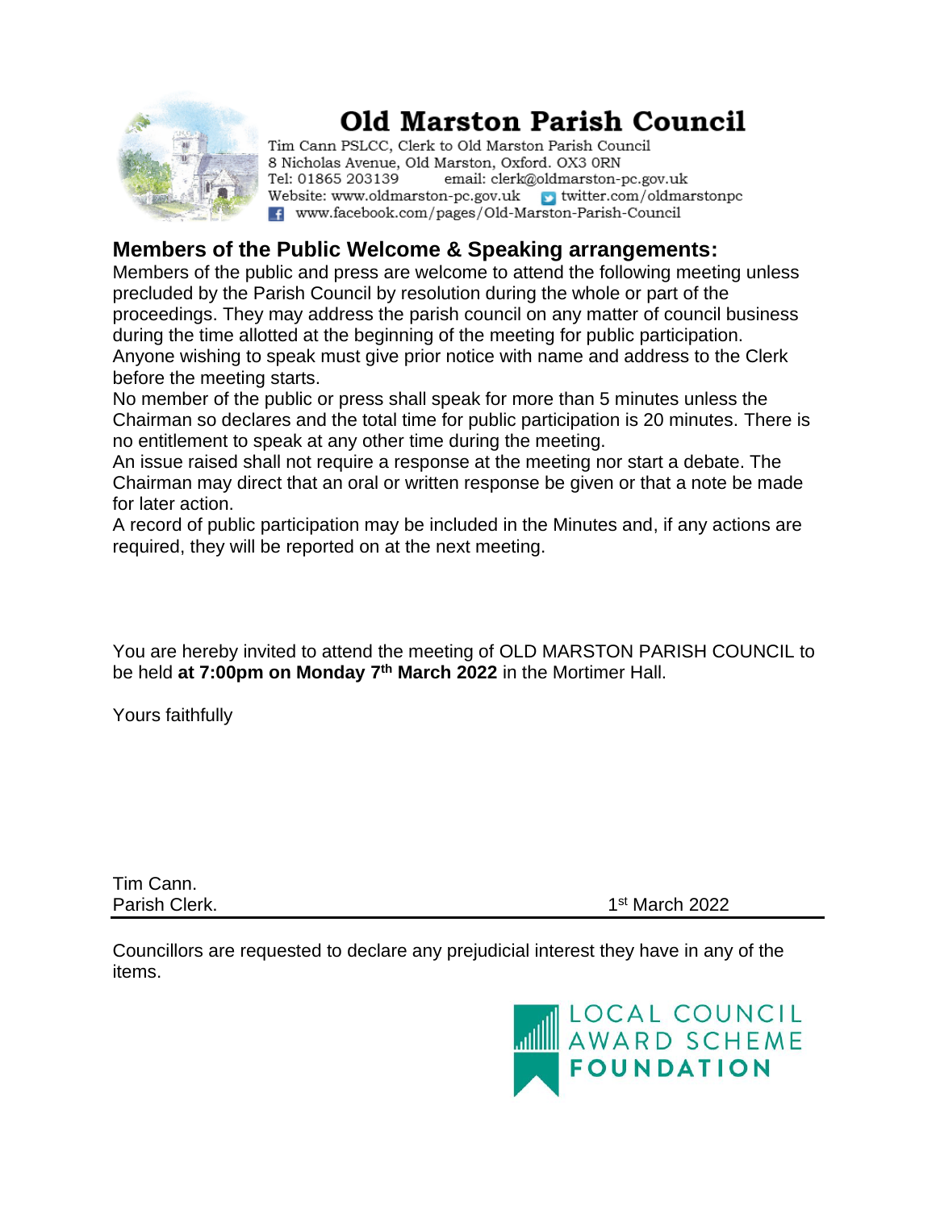# Old Marston Parish Council

Tim Cann PSLCC, Clerk to Old Marston Parish Council
8 Nicholas Avenue, Old Marston, Oxford. OX3 0RN
Tel: 01865 203139 email: clerk@oldmarston-pc.gov.uk
Website: www.oldmarston-pc.gov.uk twitter.com/oldmarstonpc
www.facebook.com/pages/Old-Marston-Parish-Council

## Members of the Public Welcome & Speaking arrangements:

Members of the public and press are welcome to attend the following meeting unless precluded by the Parish Council by resolution during the whole or part of the proceedings. They may address the parish council on any matter of council business during the time allotted at the beginning of the meeting for public participation. Anyone wishing to speak must give prior notice with name and address to the Clerk before the meeting starts.

No member of the public or press shall speak for more than 5 minutes unless the Chairman so declares and the total time for public participation is 20 minutes. There is no entitlement to speak at any other time during the meeting.

An issue raised shall not require a response at the meeting nor start a debate. The Chairman may direct that an oral or written response be given or that a note be made for later action.

A record of public participation may be included in the Minutes and, if any actions are required, they will be reported on at the next meeting.

You are hereby invited to attend the meeting of OLD MARSTON PARISH COUNCIL to be held **at 7:00pm on Monday 7th March 2022** in the Mortimer Hall.

Yours faithfully

Tim Cann.
Parish Clerk. 1st March 2022

---

Councillors are requested to declare any prejudicial interest they have in any of the items.

LOCAL COUNCIL AWARD SCHEME
FOUNDATION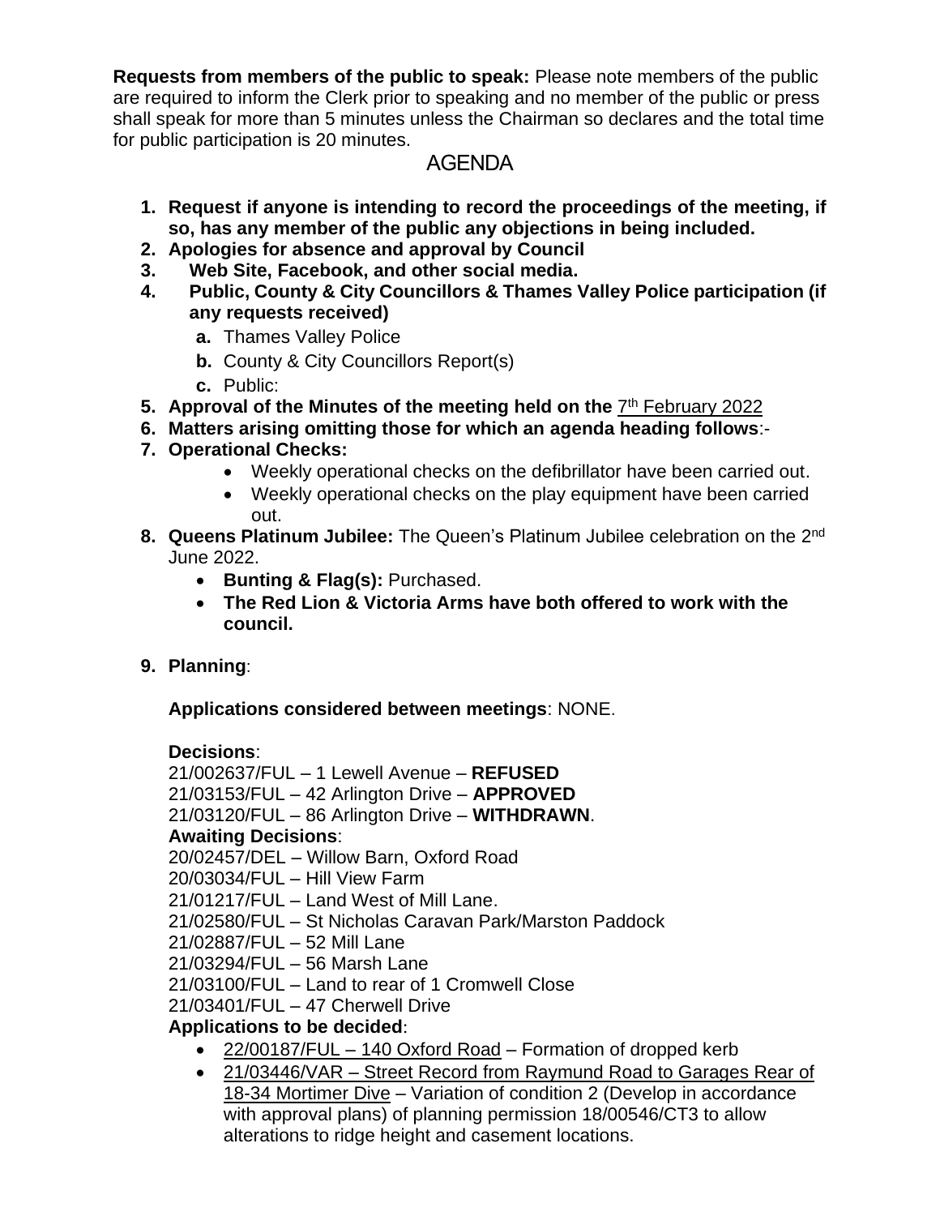**Requests from members of the public to speak:** Please note members of the public are required to inform the Clerk prior to speaking and no member of the public or press shall speak for more than 5 minutes unless the Chairman so declares and the total time for public participation is 20 minutes.

## AGENDA

1. **Request if anyone is intending to record the proceedings of the meeting, if so, has any member of the public any objections in being included.**
2. **Apologies for absence and approval by Council**
3. **Web Site, Facebook, and other social media.**
4. **Public, County & City Councillors & Thames Valley Police participation (if any requests received)**
   - **a.** Thames Valley Police
   - **b.** County & City Councillors Report(s)
   - **c.** Public:
5. **Approval of the Minutes of the meeting held on the** 7th February 2022
6. **Matters arising omitting those for which an agenda heading follows**:-
7. **Operational Checks:**
   - Weekly operational checks on the defibrillator have been carried out.
   - Weekly operational checks on the play equipment have been carried out.
8. **Queens Platinum Jubilee:** The Queen's Platinum Jubilee celebration on the 2nd June 2022.
   - **Bunting & Flag(s):** Purchased.
   - **The Red Lion & Victoria Arms have both offered to work with the council.**
9. **Planning**:

   **Applications considered between meetings**: NONE.

   **Decisions**:
   21/002637/FUL – 1 Lewell Avenue – **REFUSED**
   21/03153/FUL – 42 Arlington Drive – **APPROVED**
   21/03120/FUL – 86 Arlington Drive – **WITHDRAWN**.

   **Awaiting Decisions**:
   20/02457/DEL – Willow Barn, Oxford Road
   20/03034/FUL – Hill View Farm
   21/01217/FUL – Land West of Mill Lane.
   21/02580/FUL – St Nicholas Caravan Park/Marston Paddock
   21/02887/FUL – 52 Mill Lane
   21/03294/FUL – 56 Marsh Lane
   21/03100/FUL – Land to rear of 1 Cromwell Close
   21/03401/FUL – 47 Cherwell Drive

   **Applications to be decided**:
   - 22/00187/FUL – 140 Oxford Road – Formation of dropped kerb
   - 21/03446/VAR – Street Record from Raymund Road to Garages Rear of 18-34 Mortimer Dive – Variation of condition 2 (Develop in accordance with approval plans) of planning permission 18/00546/CT3 to allow alterations to ridge height and casement locations.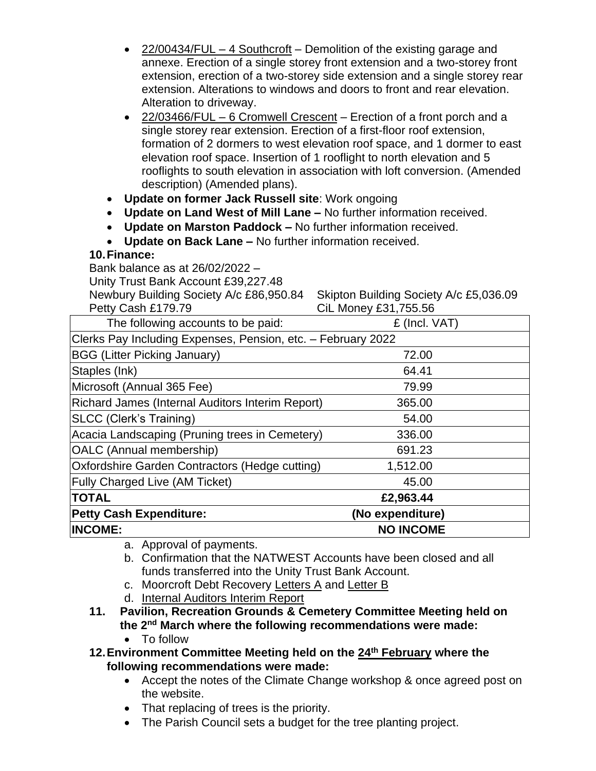- 22/00434/FUL – 4 Southcroft – Demolition of the existing garage and annexe. Erection of a single storey front extension and a two-storey front extension, erection of a two-storey side extension and a single storey rear extension. Alterations to windows and doors to front and rear elevation. Alteration to driveway.
- 22/03466/FUL – 6 Cromwell Crescent – Erection of a front porch and a single storey rear extension. Erection of a first-floor roof extension, formation of 2 dormers to west elevation roof space, and 1 dormer to east elevation roof space. Insertion of 1 rooflight to north elevation and 5 rooflights to south elevation in association with loft conversion. (Amended description) (Amended plans).

- **Update on former Jack Russell site**: Work ongoing
- **Update on Land West of Mill Lane –** No further information received.
- **Update on Marston Paddock –** No further information received.
- **Update on Back Lane –** No further information received.

**10. Finance:**

Bank balance as at 26/02/2022 –
Unity Trust Bank Account £39,227.48
Newbury Building Society A/c £86,950.84
Skipton Building Society A/c £5,036.09
Petty Cash £179.79
CiL Money £31,755.56

| The following accounts to be paid: | £ (Incl. VAT) |
|---|---|
| Clerks Pay Including Expenses, Pension, etc. – February 2022 | |
| BGG (Litter Picking January) | 72.00 |
| Staples (Ink) | 64.41 |
| Microsoft (Annual 365 Fee) | 79.99 |
| Richard James (Internal Auditors Interim Report) | 365.00 |
| SLCC (Clerk's Training) | 54.00 |
| Acacia Landscaping (Pruning trees in Cemetery) | 336.00 |
| OALC (Annual membership) | 691.23 |
| Oxfordshire Garden Contractors (Hedge cutting) | 1,512.00 |
| Fully Charged Live (AM Ticket) | 45.00 |
| **TOTAL** | **£2,963.44** |
| **Petty Cash Expenditure:** | **(No expenditure)** |
| **INCOME:** | **NO INCOME** |

a. Approval of payments.
b. Confirmation that the NATWEST Accounts have been closed and all funds transferred into the Unity Trust Bank Account.
c. Moorcroft Debt Recovery Letters A and Letter B
d. Internal Auditors Interim Report

**11. Pavilion, Recreation Grounds & Cemetery Committee Meeting held on the 2nd March where the following recommendations were made:**

- To follow

**12. Environment Committee Meeting held on the 24th February where the following recommendations were made:**

- Accept the notes of the Climate Change workshop & once agreed post on the website.
- That replacing of trees is the priority.
- The Parish Council sets a budget for the tree planting project.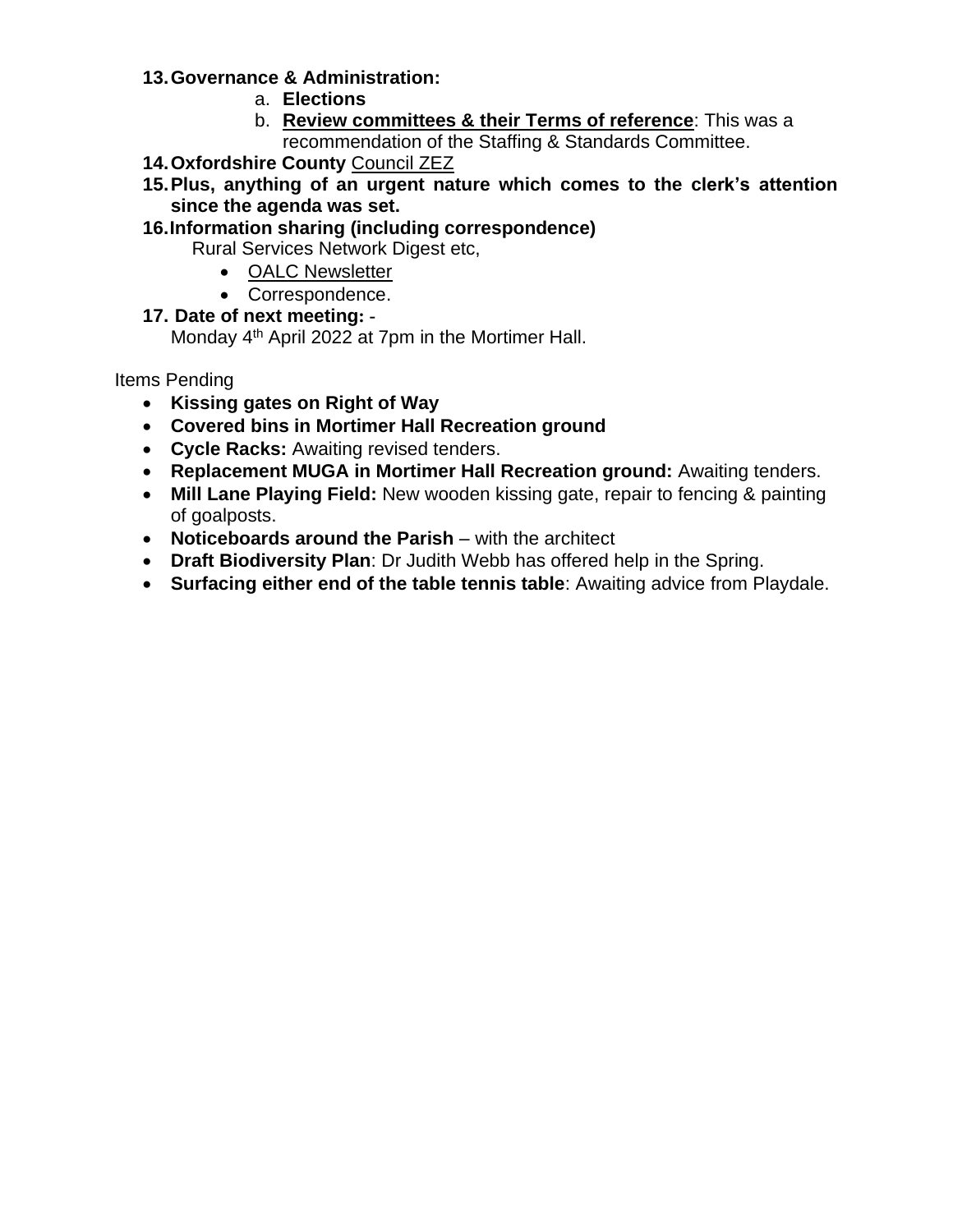13. **Governance & Administration:**
    a. **Elections**
    b. **Review committees & their Terms of reference**: This was a recommendation of the Staffing & Standards Committee.
14. **Oxfordshire County** Council ZEZ
15. **Plus, anything of an urgent nature which comes to the clerk's attention since the agenda was set.**
16. **Information sharing (including correspondence)**
    Rural Services Network Digest etc,
    - OALC Newsletter
    - Correspondence.
17. **Date of next meeting:** -
    Monday 4th April 2022 at 7pm in the Mortimer Hall.

Items Pending

- **Kissing gates on Right of Way**
- **Covered bins in Mortimer Hall Recreation ground**
- **Cycle Racks:** Awaiting revised tenders.
- **Replacement MUGA in Mortimer Hall Recreation ground:** Awaiting tenders.
- **Mill Lane Playing Field:** New wooden kissing gate, repair to fencing & painting of goalposts.
- **Noticeboards around the Parish** – with the architect
- **Draft Biodiversity Plan**: Dr Judith Webb has offered help in the Spring.
- **Surfacing either end of the table tennis table**: Awaiting advice from Playdale.